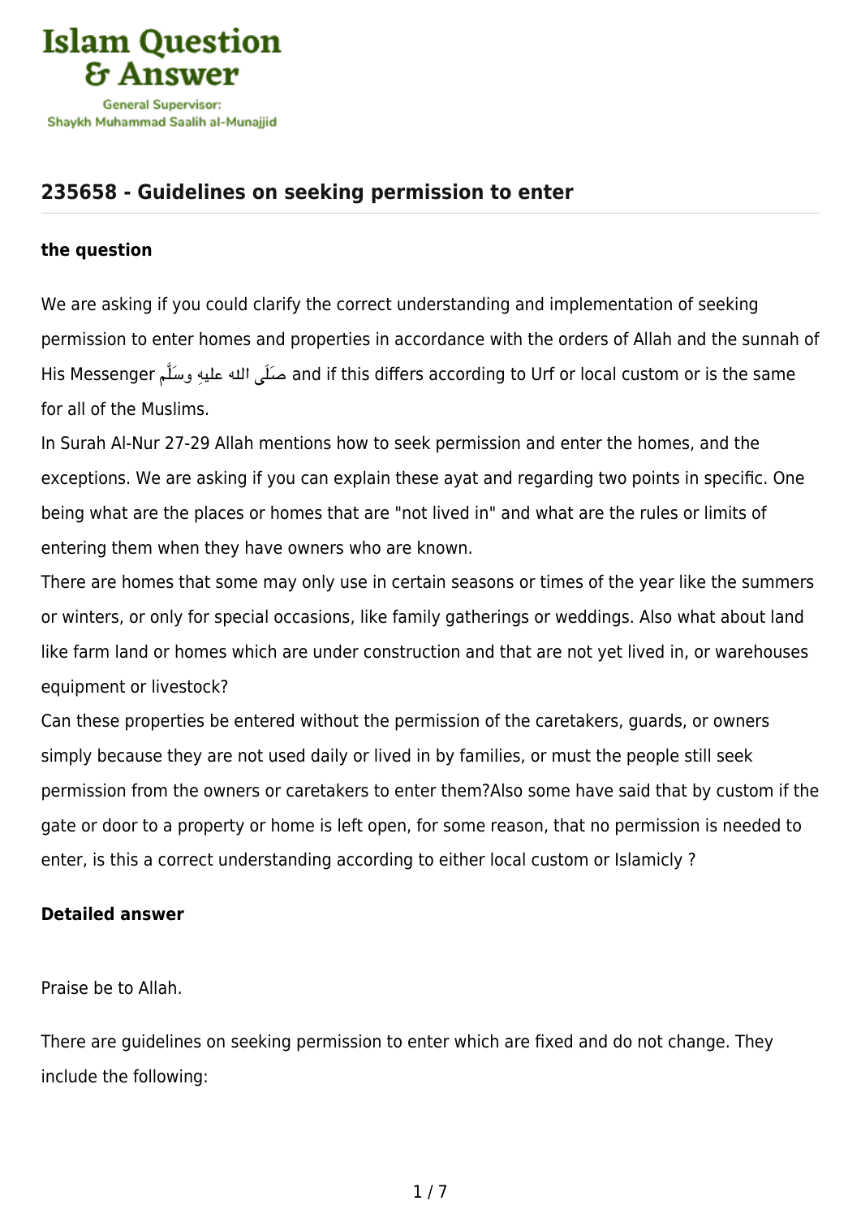## 235658 - Guidelines on seeking permission to enter

### the question

We are asking if you could clarify the correct understanding and implementation of seeking permission to enter homes and properties in accordance with the orders of Allah and the sunnah of His Messenger صَلَّى الله عليهِ وسَلَّم and if this differs according to Urf or local custom or is the same for all of the Muslims.

In Surah Al-Nur 27-29 Allah mentions how to seek permission and enter the homes, and the exceptions. We are asking if you can explain these ayat and regarding two points in specific. One being what are the places or homes that are "not lived in" and what are the rules or limits of entering them when they have owners who are known.

There are homes that some may only use in certain seasons or times of the year like the summers or winters, or only for special occasions, like family gatherings or weddings. Also what about land like farm land or homes which are under construction and that are not yet lived in, or warehouses equipment or livestock?

Can these properties be entered without the permission of the caretakers, guards, or owners simply because they are not used daily or lived in by families, or must the people still seek permission from the owners or caretakers to enter them?Also some have said that by custom if the gate or door to a property or home is left open, for some reason, that no permission is needed to enter, is this a correct understanding according to either local custom or Islamicly ?

### Detailed answer

Praise be to Allah.

There are guidelines on seeking permission to enter which are fixed and do not change. They include the following: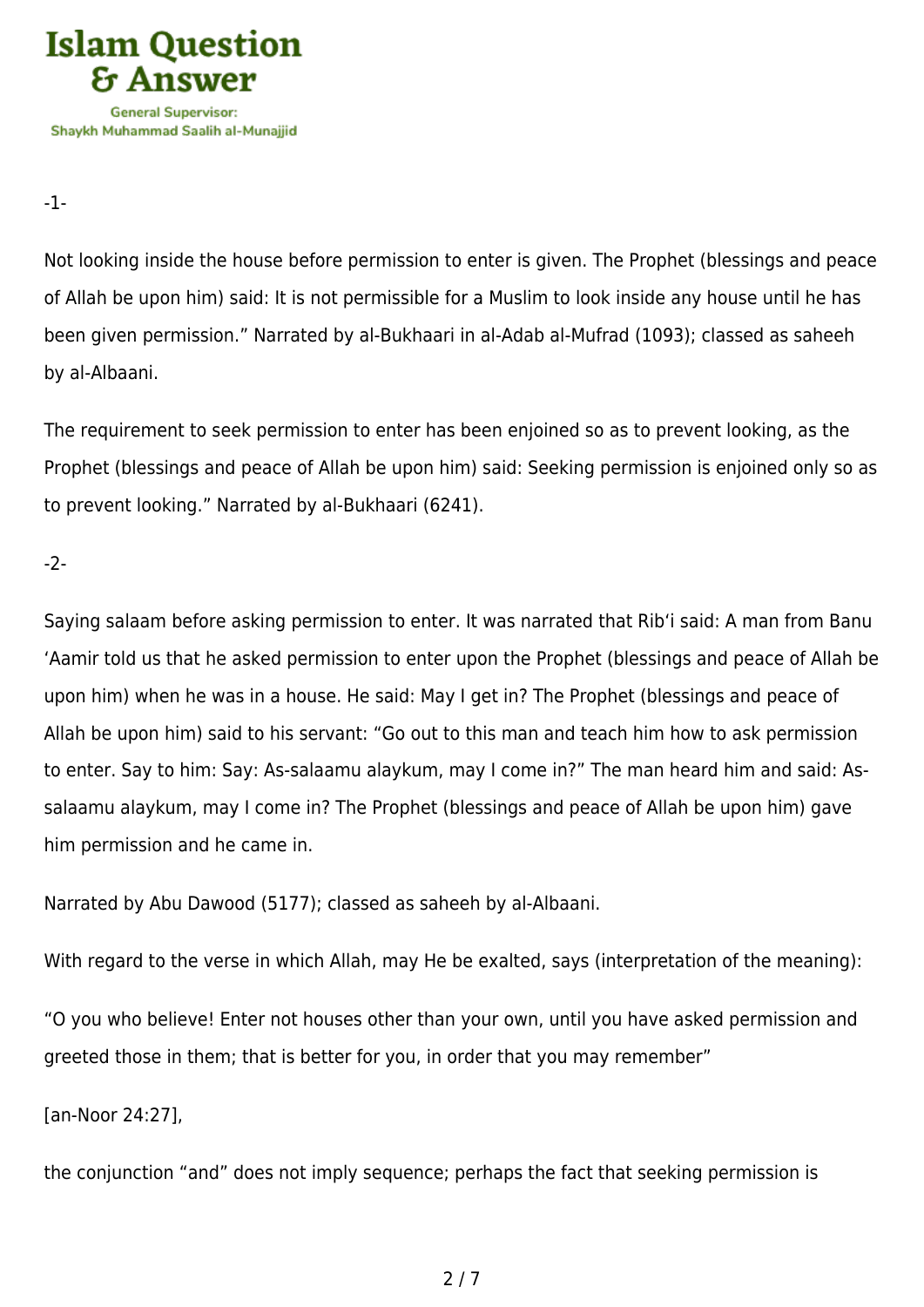-1-

Not looking inside the house before permission to enter is given. The Prophet (blessings and peace of Allah be upon him) said: It is not permissible for a Muslim to look inside any house until he has been given permission." Narrated by al-Bukhaari in al-Adab al-Mufrad (1093); classed as saheeh by al-Albaani.

The requirement to seek permission to enter has been enjoined so as to prevent looking, as the Prophet (blessings and peace of Allah be upon him) said: Seeking permission is enjoined only so as to prevent looking." Narrated by al-Bukhaari (6241).

-2-

Saying salaam before asking permission to enter. It was narrated that Rib'i said: A man from Banu 'Aamir told us that he asked permission to enter upon the Prophet (blessings and peace of Allah be upon him) when he was in a house. He said: May I get in? The Prophet (blessings and peace of Allah be upon him) said to his servant: "Go out to this man and teach him how to ask permission to enter. Say to him: Say: As-salaamu alaykum, may I come in?" The man heard him and said: As-salaamu alaykum, may I come in? The Prophet (blessings and peace of Allah be upon him) gave him permission and he came in.

Narrated by Abu Dawood (5177); classed as saheeh by al-Albaani.

With regard to the verse in which Allah, may He be exalted, says (interpretation of the meaning):

"O you who believe! Enter not houses other than your own, until you have asked permission and greeted those in them; that is better for you, in order that you may remember"

[an-Noor 24:27],

the conjunction "and" does not imply sequence; perhaps the fact that seeking permission is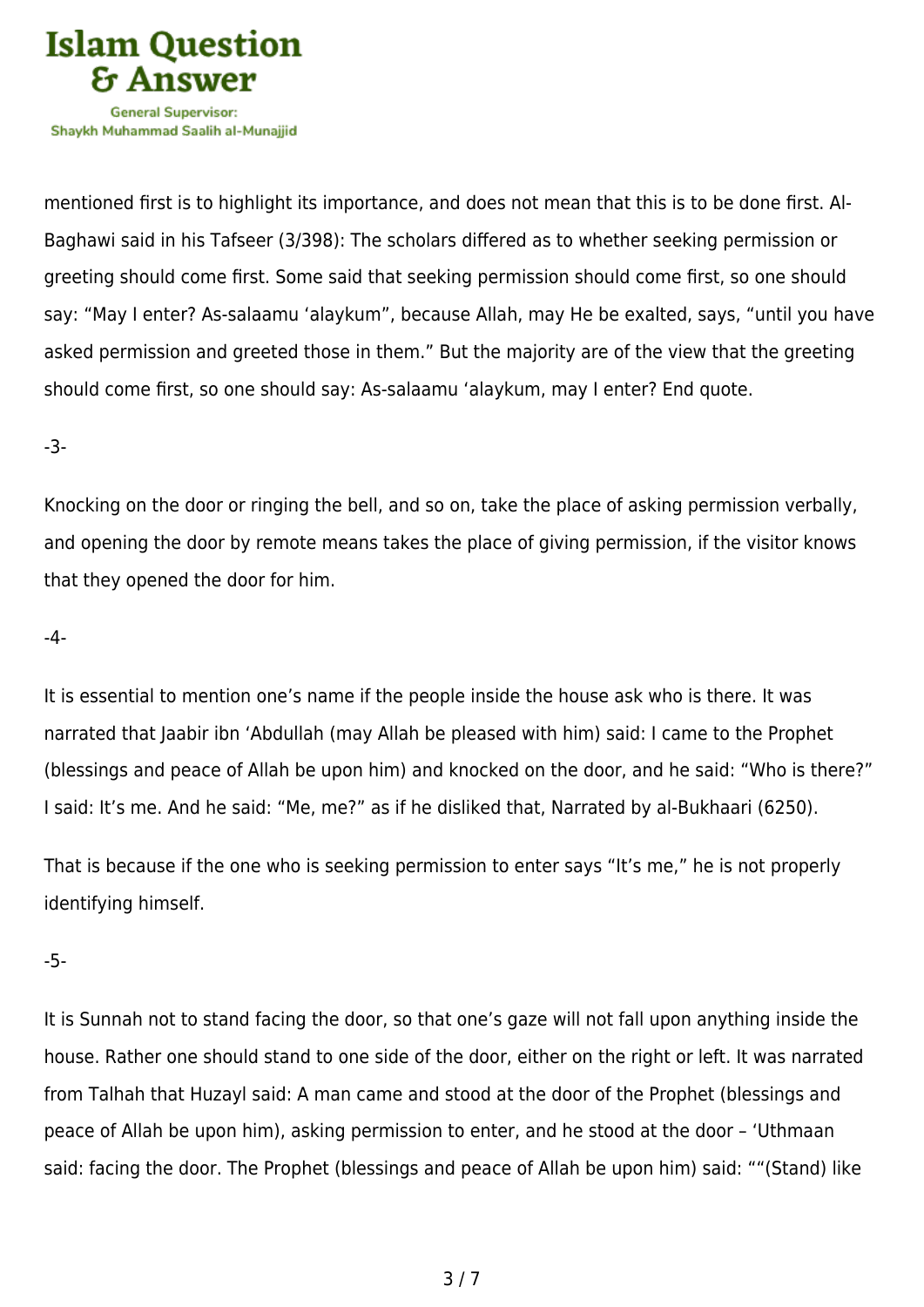mentioned first is to highlight its importance, and does not mean that this is to be done first. Al-Baghawi said in his Tafseer (3/398): The scholars differed as to whether seeking permission or greeting should come first. Some said that seeking permission should come first, so one should say: "May I enter? As-salaamu 'alaykum", because Allah, may He be exalted, says, "until you have asked permission and greeted those in them." But the majority are of the view that the greeting should come first, so one should say: As-salaamu 'alaykum, may I enter? End quote.

-3-

Knocking on the door or ringing the bell, and so on, take the place of asking permission verbally, and opening the door by remote means takes the place of giving permission, if the visitor knows that they opened the door for him.

-4-

It is essential to mention one's name if the people inside the house ask who is there. It was narrated that Jaabir ibn 'Abdullah (may Allah be pleased with him) said: I came to the Prophet (blessings and peace of Allah be upon him) and knocked on the door, and he said: "Who is there?" I said: It's me. And he said: "Me, me?" as if he disliked that, Narrated by al-Bukhaari (6250).

That is because if the one who is seeking permission to enter says "It's me," he is not properly identifying himself.

-5-

It is Sunnah not to stand facing the door, so that one's gaze will not fall upon anything inside the house. Rather one should stand to one side of the door, either on the right or left. It was narrated from Talhah that Huzayl said: A man came and stood at the door of the Prophet (blessings and peace of Allah be upon him), asking permission to enter, and he stood at the door – 'Uthmaan said: facing the door. The Prophet (blessings and peace of Allah be upon him) said: ""(Stand) like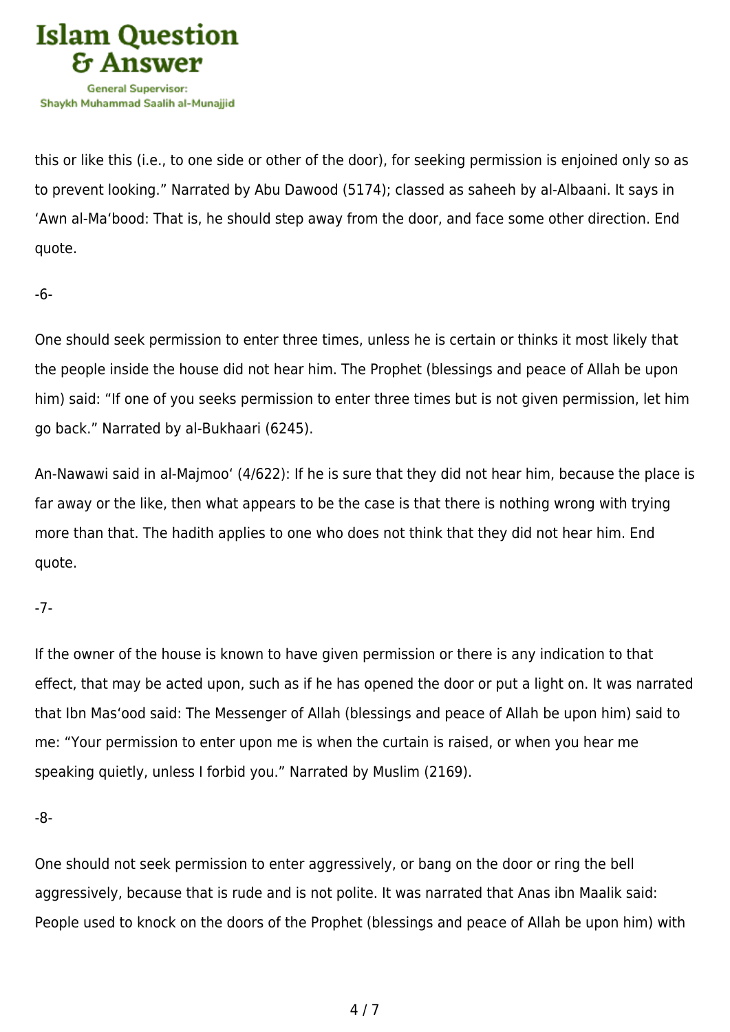this or like this (i.e., to one side or other of the door), for seeking permission is enjoined only so as to prevent looking." Narrated by Abu Dawood (5174); classed as saheeh by al-Albaani. It says in 'Awn al-Ma'bood: That is, he should step away from the door, and face some other direction. End quote.

-6-

One should seek permission to enter three times, unless he is certain or thinks it most likely that the people inside the house did not hear him. The Prophet (blessings and peace of Allah be upon him) said: "If one of you seeks permission to enter three times but is not given permission, let him go back." Narrated by al-Bukhaari (6245).

An-Nawawi said in al-Majmoo' (4/622): If he is sure that they did not hear him, because the place is far away or the like, then what appears to be the case is that there is nothing wrong with trying more than that. The hadith applies to one who does not think that they did not hear him. End quote.

-7-

If the owner of the house is known to have given permission or there is any indication to that effect, that may be acted upon, such as if he has opened the door or put a light on. It was narrated that Ibn Mas'ood said: The Messenger of Allah (blessings and peace of Allah be upon him) said to me: "Your permission to enter upon me is when the curtain is raised, or when you hear me speaking quietly, unless I forbid you." Narrated by Muslim (2169).

-8-

One should not seek permission to enter aggressively, or bang on the door or ring the bell aggressively, because that is rude and is not polite. It was narrated that Anas ibn Maalik said: People used to knock on the doors of the Prophet (blessings and peace of Allah be upon him) with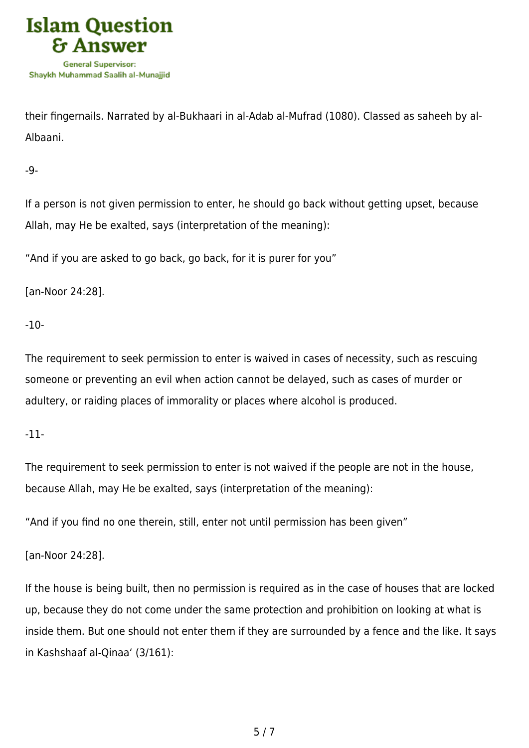their fingernails. Narrated by al-Bukhaari in al-Adab al-Mufrad (1080). Classed as saheeh by al-Albaani.

-9-

If a person is not given permission to enter, he should go back without getting upset, because Allah, may He be exalted, says (interpretation of the meaning):

“And if you are asked to go back, go back, for it is purer for you”

[an-Noor 24:28].

-10-

The requirement to seek permission to enter is waived in cases of necessity, such as rescuing someone or preventing an evil when action cannot be delayed, such as cases of murder or adultery, or raiding places of immorality or places where alcohol is produced.

-11-

The requirement to seek permission to enter is not waived if the people are not in the house, because Allah, may He be exalted, says (interpretation of the meaning):

“And if you find no one therein, still, enter not until permission has been given”

[an-Noor 24:28].

If the house is being built, then no permission is required as in the case of houses that are locked up, because they do not come under the same protection and prohibition on looking at what is inside them. But one should not enter them if they are surrounded by a fence and the like. It says in Kashshaaf al-Qinaa‘ (3/161):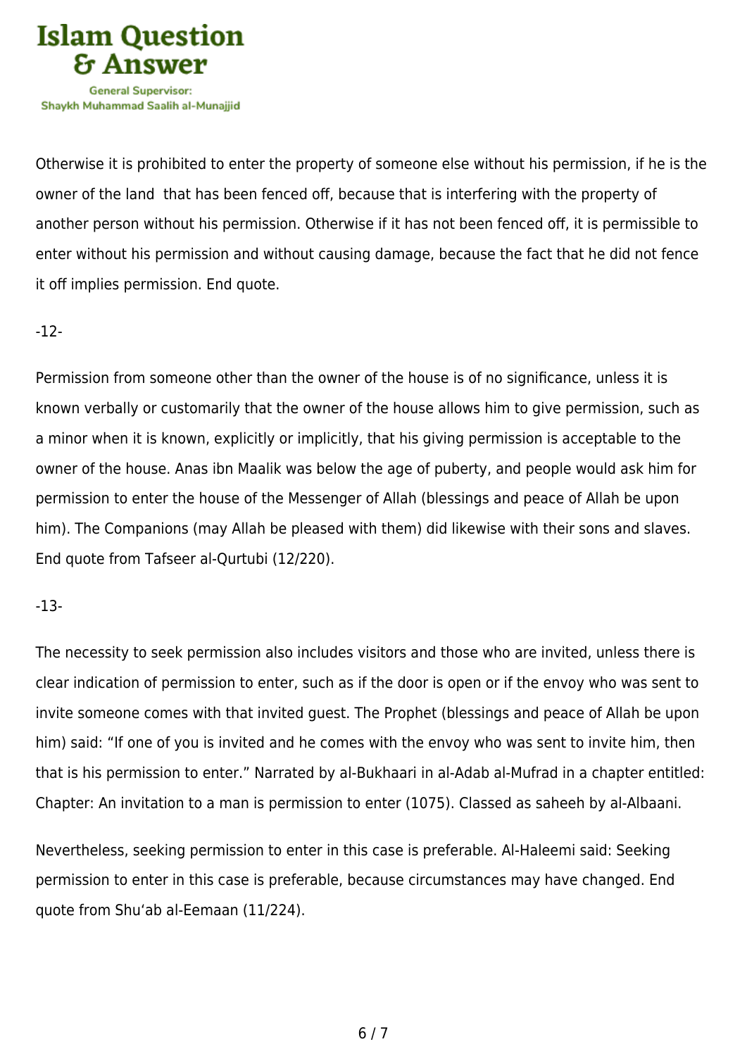Otherwise it is prohibited to enter the property of someone else without his permission, if he is the owner of the land  that has been fenced off, because that is interfering with the property of another person without his permission. Otherwise if it has not been fenced off, it is permissible to enter without his permission and without causing damage, because the fact that he did not fence it off implies permission. End quote.

-12-

Permission from someone other than the owner of the house is of no significance, unless it is known verbally or customarily that the owner of the house allows him to give permission, such as a minor when it is known, explicitly or implicitly, that his giving permission is acceptable to the owner of the house. Anas ibn Maalik was below the age of puberty, and people would ask him for permission to enter the house of the Messenger of Allah (blessings and peace of Allah be upon him). The Companions (may Allah be pleased with them) did likewise with their sons and slaves. End quote from Tafseer al-Qurtubi (12/220).

-13-

The necessity to seek permission also includes visitors and those who are invited, unless there is clear indication of permission to enter, such as if the door is open or if the envoy who was sent to invite someone comes with that invited guest. The Prophet (blessings and peace of Allah be upon him) said: "If one of you is invited and he comes with the envoy who was sent to invite him, then that is his permission to enter." Narrated by al-Bukhaari in al-Adab al-Mufrad in a chapter entitled: Chapter: An invitation to a man is permission to enter (1075). Classed as saheeh by al-Albaani.

Nevertheless, seeking permission to enter in this case is preferable. Al-Haleemi said: Seeking permission to enter in this case is preferable, because circumstances may have changed. End quote from Shu'ab al-Eemaan (11/224).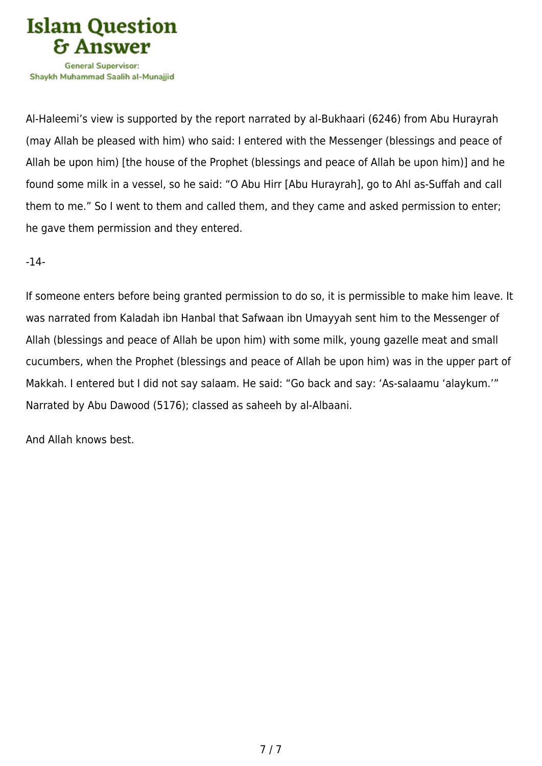Al-Haleemi’s view is supported by the report narrated by al-Bukhaari (6246) from Abu Hurayrah (may Allah be pleased with him) who said: I entered with the Messenger (blessings and peace of Allah be upon him) [the house of the Prophet (blessings and peace of Allah be upon him)] and he found some milk in a vessel, so he said: “O Abu Hirr [Abu Hurayrah], go to Ahl as-Suffah and call them to me.” So I went to them and called them, and they came and asked permission to enter; he gave them permission and they entered.

-14-

If someone enters before being granted permission to do so, it is permissible to make him leave. It was narrated from Kaladah ibn Hanbal that Safwaan ibn Umayyah sent him to the Messenger of Allah (blessings and peace of Allah be upon him) with some milk, young gazelle meat and small cucumbers, when the Prophet (blessings and peace of Allah be upon him) was in the upper part of Makkah. I entered but I did not say salaam. He said: “Go back and say: ‘As-salaamu ‘alaykum.’” Narrated by Abu Dawood (5176); classed as saheeh by al-Albaani.

And Allah knows best.